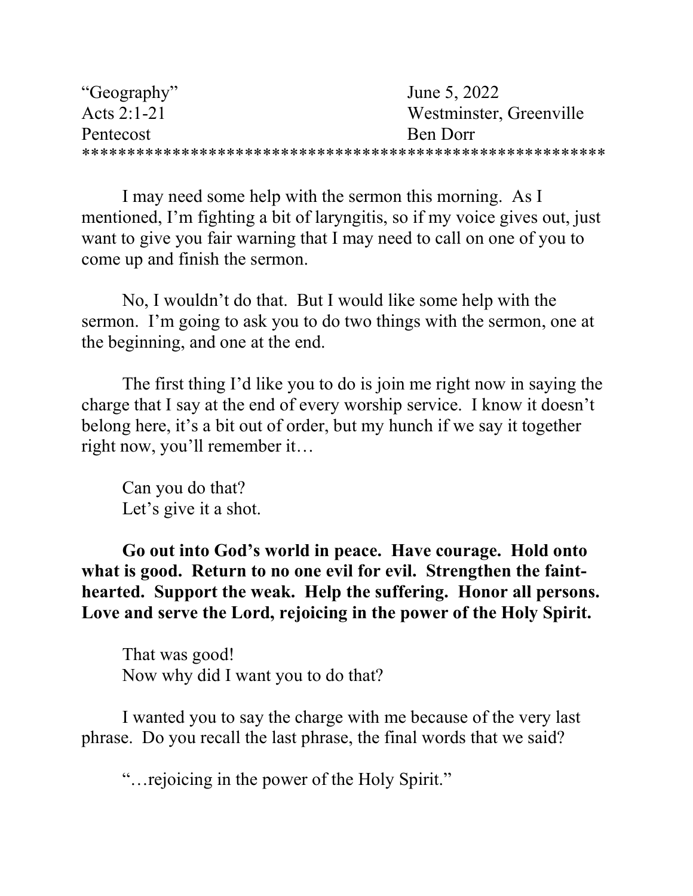| “Geography” | June 5, 2022 |
| --- | --- |
| Acts 2:1-21 | Westminster, Greenville |
| Pentecost | Ben Dorr |

*********************************************************

I may need some help with the sermon this morning. As I mentioned, I’m fighting a bit of laryngitis, so if my voice gives out, just want to give you fair warning that I may need to call on one of you to come up and finish the sermon.

No, I wouldn’t do that. But I would like some help with the sermon. I’m going to ask you to do two things with the sermon, one at the beginning, and one at the end.

The first thing I’d like to do is join me right now in saying the charge that I say at the end of every worship service. I know it doesn’t belong here, it’s a bit out of order, but my hunch if we say it together right now, you’ll remember it…

Can you do that?
Let’s give it a shot.

**Go out into God’s world in peace. Have courage. Hold onto what is good. Return to no one evil for evil. Strengthen the faint-hearted. Support the weak. Help the suffering. Honor all persons. Love and serve the Lord, rejoicing in the power of the Holy Spirit.**

That was good!
Now why did I want you to do that?

I wanted you to say the charge with me because of the very last phrase. Do you recall the last phrase, the final words that we said?

“…rejoicing in the power of the Holy Spirit.”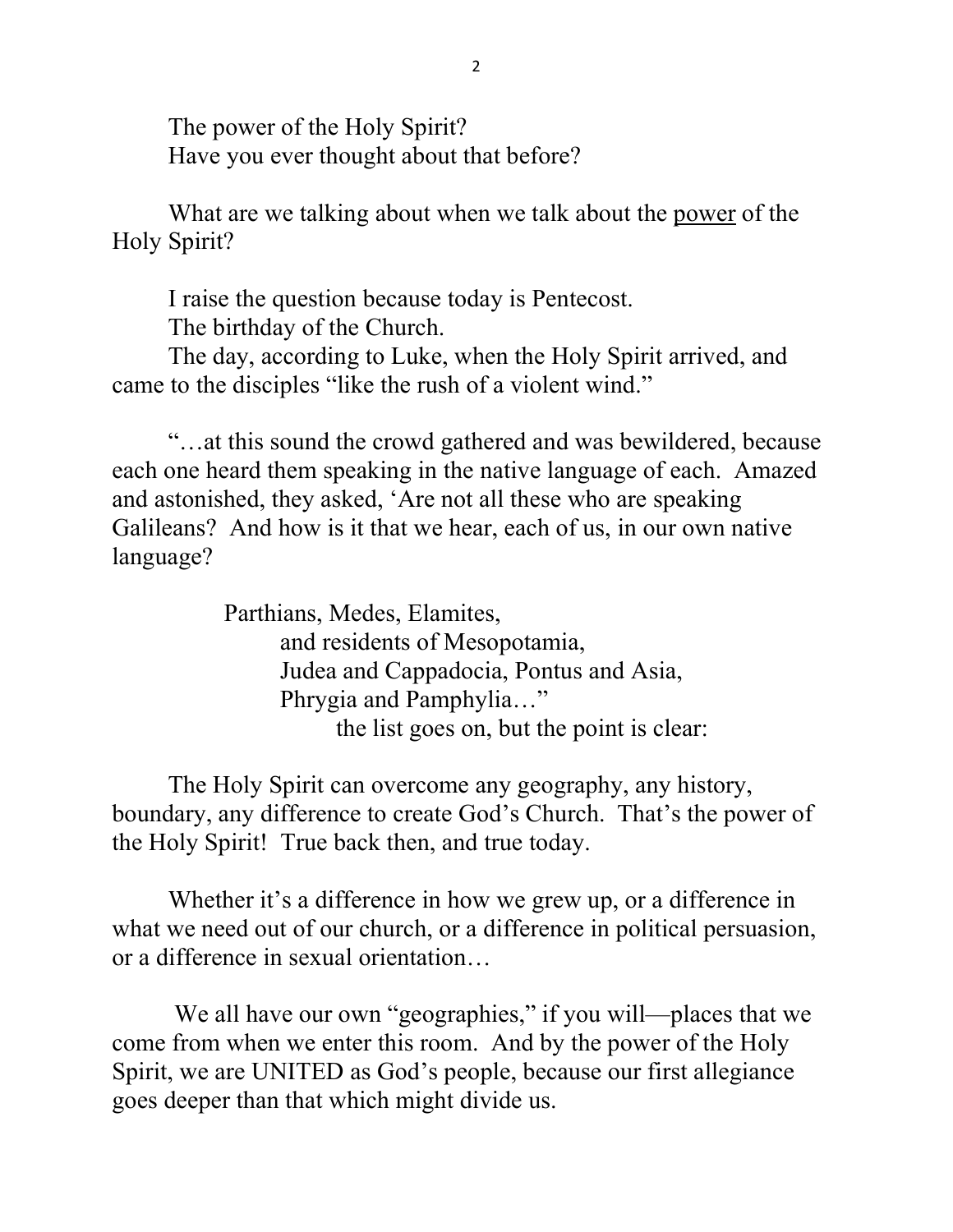The power of the Holy Spirit?
Have you ever thought about that before?

What are we talking about when we talk about the <u>power</u> of the Holy Spirit?

I raise the question because today is Pentecost.
The birthday of the Church.
The day, according to Luke, when the Holy Spirit arrived, and came to the disciples "like the rush of a violent wind."

"…at this sound the crowd gathered and was bewildered, because each one heard them speaking in the native language of each. Amazed and astonished, they asked, 'Are not all these who are speaking Galileans? And how is it that we hear, each of us, in our own native language?

> Parthians, Medes, Elamites,
> and residents of Mesopotamia,
> Judea and Cappadocia, Pontus and Asia,
> Phrygia and Pamphylia…"
> the list goes on, but the point is clear:

The Holy Spirit can overcome any geography, any history, boundary, any difference to create God's Church. That's the power of the Holy Spirit! True back then, and true today.

Whether it's a difference in how we grew up, or a difference in what we need out of our church, or a difference in political persuasion, or a difference in sexual orientation…

We all have our own "geographies," if you will—places that we come from when we enter this room. And by the power of the Holy Spirit, we are UNITED as God's people, because our first allegiance goes deeper than that which might divide us.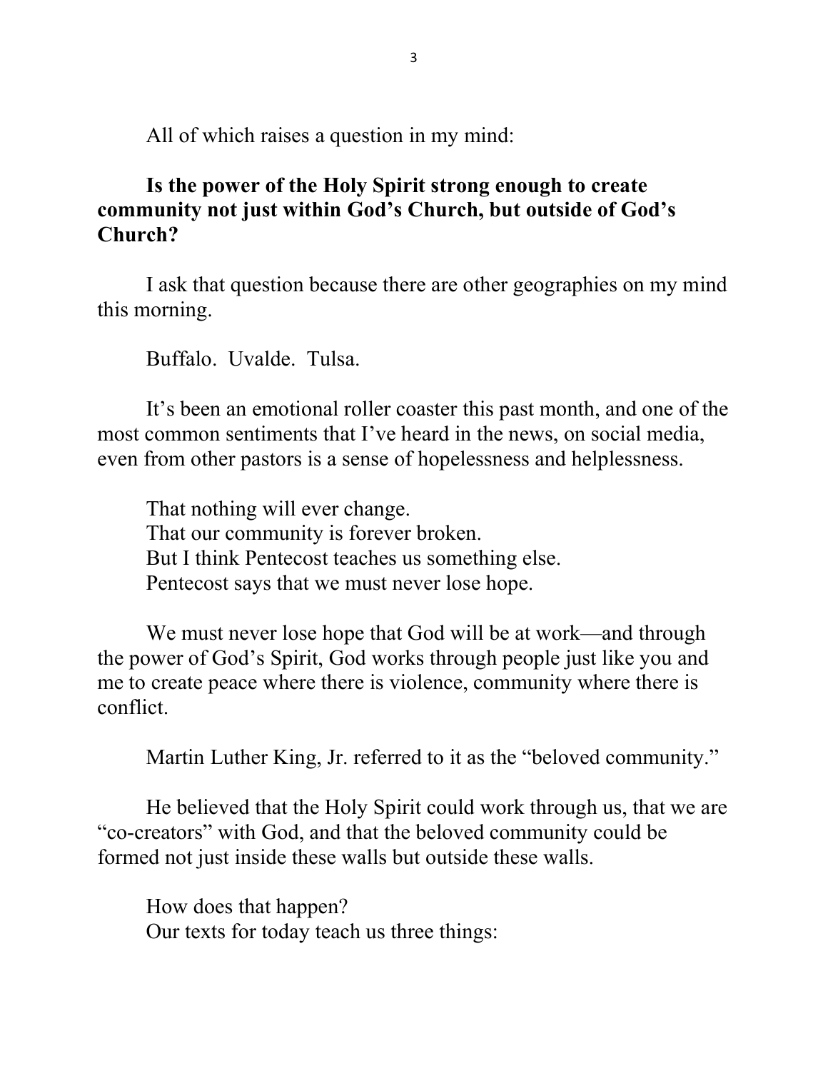All of which raises a question in my mind:

**Is the power of the Holy Spirit strong enough to create community not just within God's Church, but outside of God's Church?**

I ask that question because there are other geographies on my mind this morning.

Buffalo. Uvalde. Tulsa.

It's been an emotional roller coaster this past month, and one of the most common sentiments that I've heard in the news, on social media, even from other pastors is a sense of hopelessness and helplessness.

That nothing will ever change.
That our community is forever broken.
But I think Pentecost teaches us something else.
Pentecost says that we must never lose hope.

We must never lose hope that God will be at work—and through the power of God's Spirit, God works through people just like you and me to create peace where there is violence, community where there is conflict.

Martin Luther King, Jr. referred to it as the "beloved community."

He believed that the Holy Spirit could work through us, that we are "co-creators" with God, and that the beloved community could be formed not just inside these walls but outside these walls.

How does that happen?
Our texts for today teach us three things: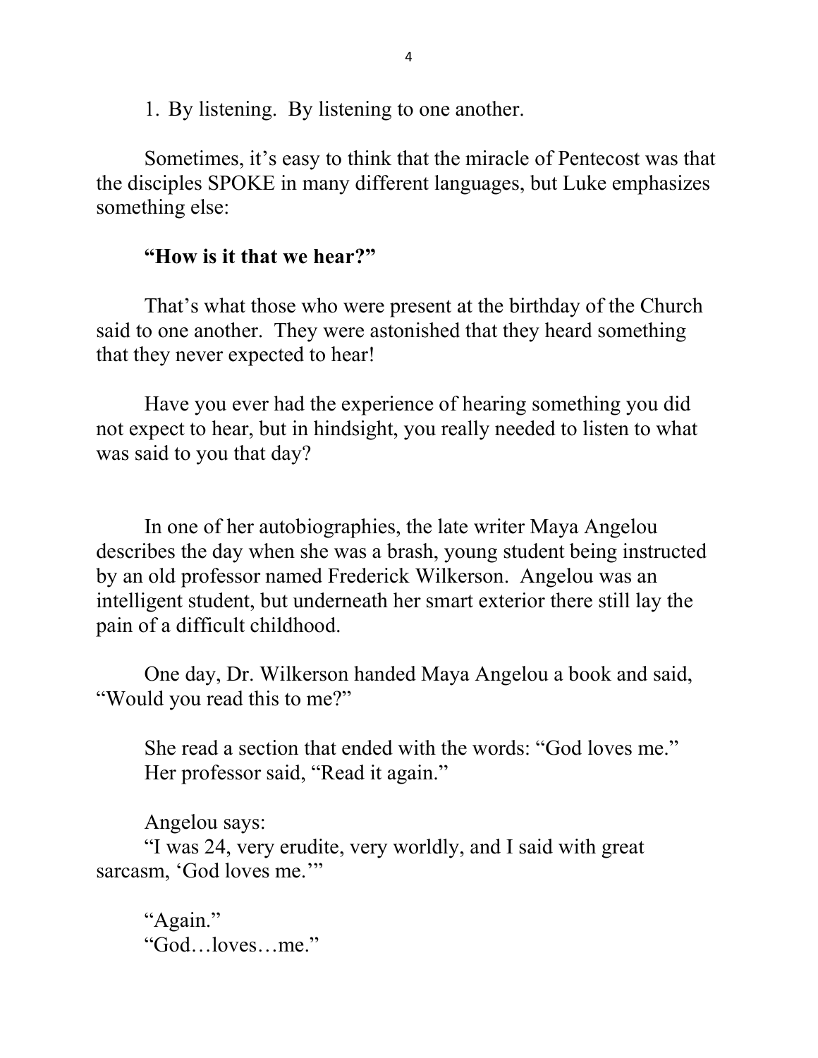1. By listening. By listening to one another.

Sometimes, it's easy to think that the miracle of Pentecost was that the disciples SPOKE in many different languages, but Luke emphasizes something else:

**"How is it that we hear?"**

That's what those who were present at the birthday of the Church said to one another. They were astonished that they heard something that they never expected to hear!

Have you ever had the experience of hearing something you did not expect to hear, but in hindsight, you really needed to listen to what was said to you that day?

In one of her autobiographies, the late writer Maya Angelou describes the day when she was a brash, young student being instructed by an old professor named Frederick Wilkerson. Angelou was an intelligent student, but underneath her smart exterior there still lay the pain of a difficult childhood.

One day, Dr. Wilkerson handed Maya Angelou a book and said, "Would you read this to me?"

She read a section that ended with the words: "God loves me."
Her professor said, "Read it again."

Angelou says:
"I was 24, very erudite, very worldly, and I said with great sarcasm, 'God loves me.'"

"Again."
"God…loves…me."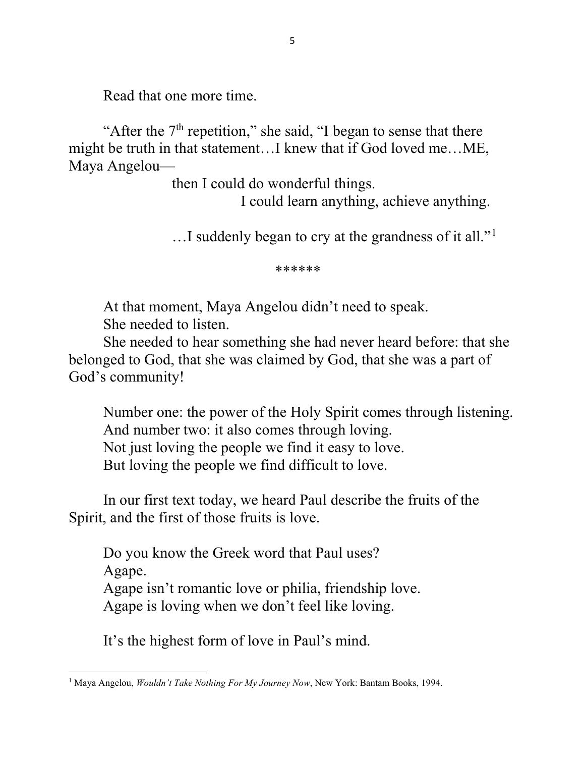Read that one more time.

"After the 7th repetition," she said, "I began to sense that there might be truth in that statement…I knew that if God loved me…ME, Maya Angelou—

then I could do wonderful things.

I could learn anything, achieve anything.

…I suddenly began to cry at the grandness of it all."[1]

******

At that moment, Maya Angelou didn't need to speak.
She needed to listen.
She needed to hear something she had never heard before: that she belonged to God, that she was claimed by God, that she was a part of God's community!

Number one: the power of the Holy Spirit comes through listening.
And number two: it also comes through loving.
Not just loving the people we find it easy to love.
But loving the people we find difficult to love.

In our first text today, we heard Paul describe the fruits of the Spirit, and the first of those fruits is love.

Do you know the Greek word that Paul uses?
Agape.
Agape isn't romantic love or philia, friendship love.
Agape is loving when we don't feel like loving.

It's the highest form of love in Paul's mind.

---

[1] Maya Angelou, *Wouldn't Take Nothing For My Journey Now*, New York: Bantam Books, 1994.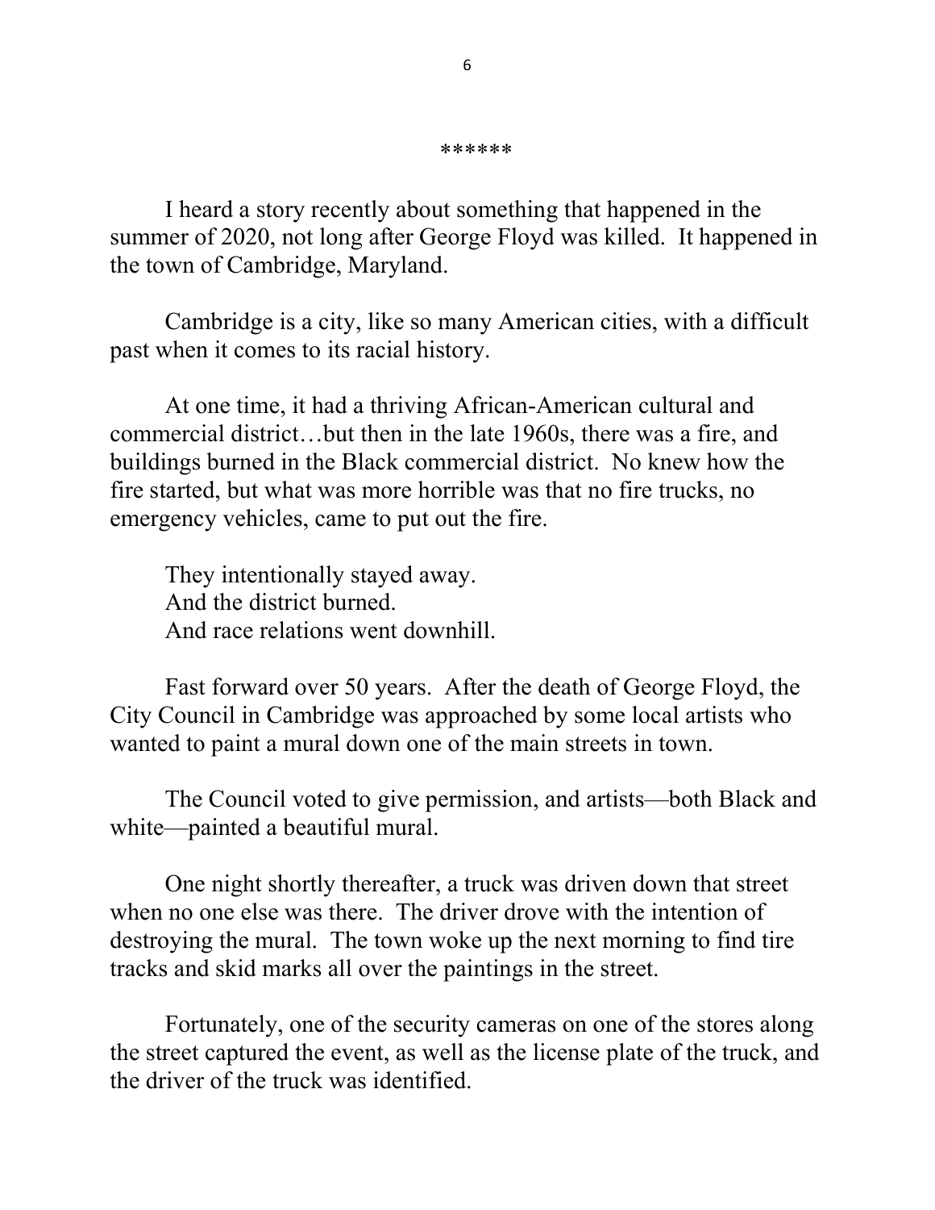\*\*\*\*\*\*

I heard a story recently about something that happened in the summer of 2020, not long after George Floyd was killed. It happened in the town of Cambridge, Maryland.

Cambridge is a city, like so many American cities, with a difficult past when it comes to its racial history.

At one time, it had a thriving African-American cultural and commercial district…but then in the late 1960s, there was a fire, and buildings burned in the Black commercial district. No knew how the fire started, but what was more horrible was that no fire trucks, no emergency vehicles, came to put out the fire.

They intentionally stayed away.  
And the district burned.  
And race relations went downhill.

Fast forward over 50 years. After the death of George Floyd, the City Council in Cambridge was approached by some local artists who wanted to paint a mural down one of the main streets in town.

The Council voted to give permission, and artists—both Black and white—painted a beautiful mural.

One night shortly thereafter, a truck was driven down that street when no one else was there. The driver drove with the intention of destroying the mural. The town woke up the next morning to find tire tracks and skid marks all over the paintings in the street.

Fortunately, one of the security cameras on one of the stores along the street captured the event, as well as the license plate of the truck, and the driver of the truck was identified.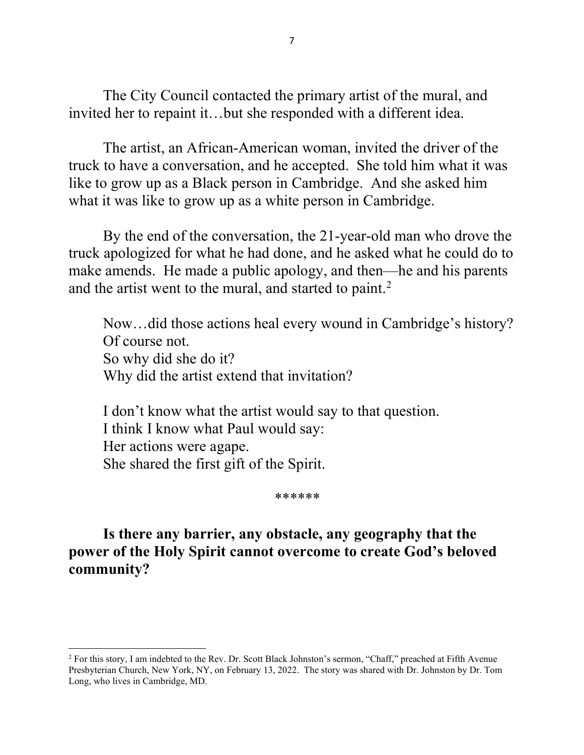The City Council contacted the primary artist of the mural, and invited her to repaint it…but she responded with a different idea.

The artist, an African-American woman, invited the driver of the truck to have a conversation, and he accepted. She told him what it was like to grow up as a Black person in Cambridge. And she asked him what it was like to grow up as a white person in Cambridge.

By the end of the conversation, the 21-year-old man who drove the truck apologized for what he had done, and he asked what he could do to make amends. He made a public apology, and then—he and his parents and the artist went to the mural, and started to paint.[2]

Now…did those actions heal every wound in Cambridge's history?
Of course not.
So why did she do it?
Why did the artist extend that invitation?

I don't know what the artist would say to that question.
I think I know what Paul would say:
Her actions were agape.
She shared the first gift of the Spirit.

******

**Is there any barrier, any obstacle, any geography that the power of the Holy Spirit cannot overcome to create God's beloved community?**

[2] For this story, I am indebted to the Rev. Dr. Scott Black Johnston's sermon, "Chaff," preached at Fifth Avenue Presbyterian Church, New York, NY, on February 13, 2022. The story was shared with Dr. Johnston by Dr. Tom Long, who lives in Cambridge, MD.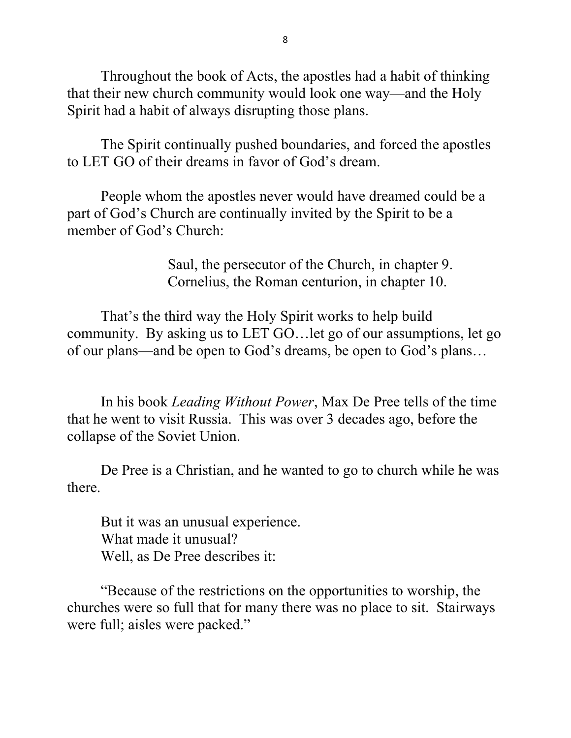Throughout the book of Acts, the apostles had a habit of thinking that their new church community would look one way—and the Holy Spirit had a habit of always disrupting those plans.

The Spirit continually pushed boundaries, and forced the apostles to LET GO of their dreams in favor of God's dream.

People whom the apostles never would have dreamed could be a part of God's Church are continually invited by the Spirit to be a member of God's Church:

> Saul, the persecutor of the Church, in chapter 9.
> Cornelius, the Roman centurion, in chapter 10.

That's the third way the Holy Spirit works to help build community. By asking us to LET GO…let go of our assumptions, let go of our plans—and be open to God's dreams, be open to God's plans…

In his book *Leading Without Power*, Max De Pree tells of the time that he went to visit Russia. This was over 3 decades ago, before the collapse of the Soviet Union.

De Pree is a Christian, and he wanted to go to church while he was there.

But it was an unusual experience.
What made it unusual?
Well, as De Pree describes it:

"Because of the restrictions on the opportunities to worship, the churches were so full that for many there was no place to sit. Stairways were full; aisles were packed."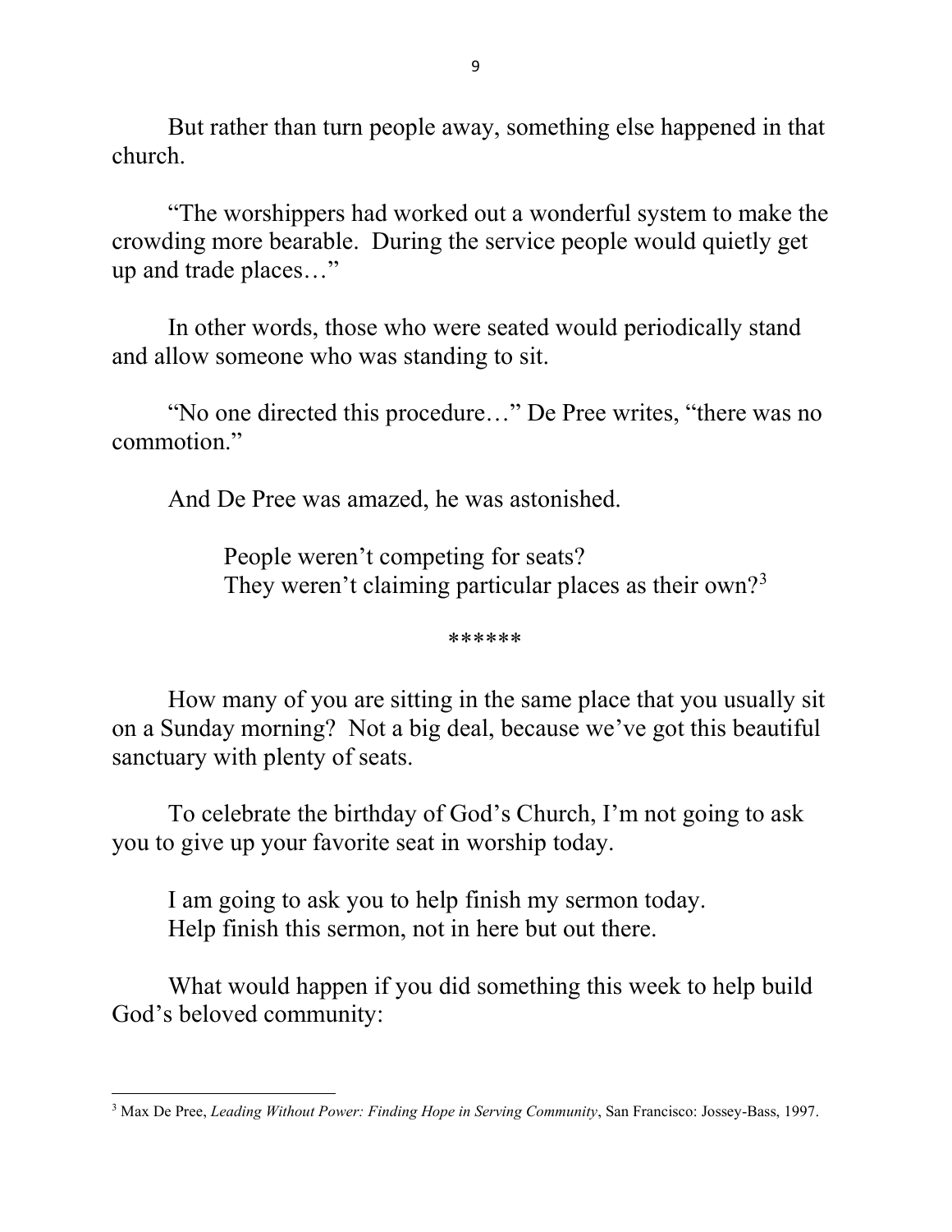But rather than turn people away, something else happened in that church.

"The worshippers had worked out a wonderful system to make the crowding more bearable. During the service people would quietly get up and trade places…"

In other words, those who were seated would periodically stand and allow someone who was standing to sit.

"No one directed this procedure…" De Pree writes, "there was no commotion."

And De Pree was amazed, he was astonished.

> People weren't competing for seats?
> They weren't claiming particular places as their own?[3]

******

How many of you are sitting in the same place that you usually sit on a Sunday morning? Not a big deal, because we've got this beautiful sanctuary with plenty of seats.

To celebrate the birthday of God's Church, I'm not going to ask you to give up your favorite seat in worship today.

I am going to ask you to help finish my sermon today.
Help finish this sermon, not in here but out there.

What would happen if you did something this week to help build God's beloved community:

[3] Max De Pree, *Leading Without Power: Finding Hope in Serving Community*, San Francisco: Jossey-Bass, 1997.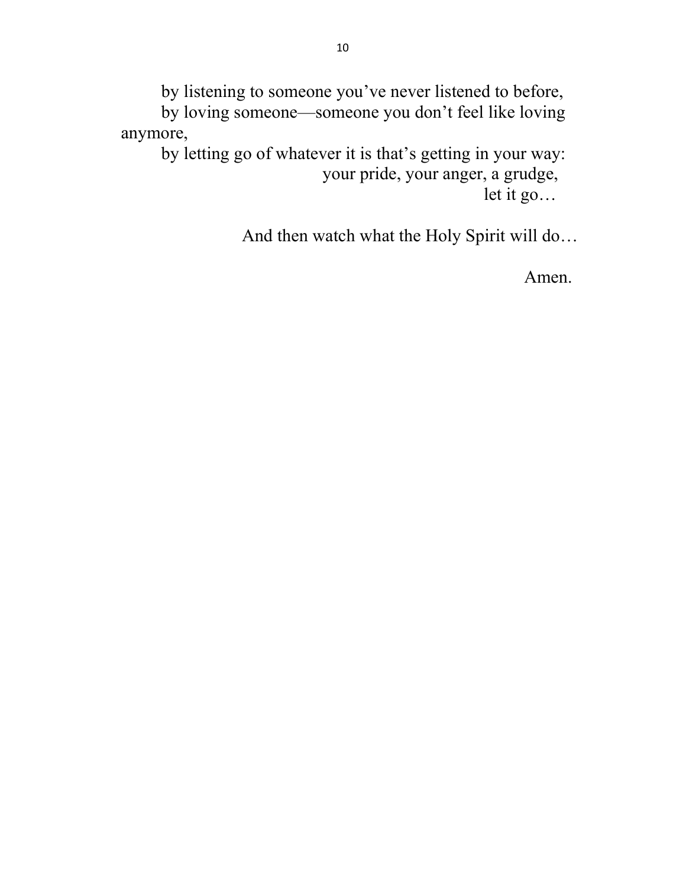by listening to someone you've never listened to before,
by loving someone—someone you don't feel like loving anymore,
by letting go of whatever it is that's getting in your way:
your pride, your anger, a grudge,
let it go…

And then watch what the Holy Spirit will do…

Amen.